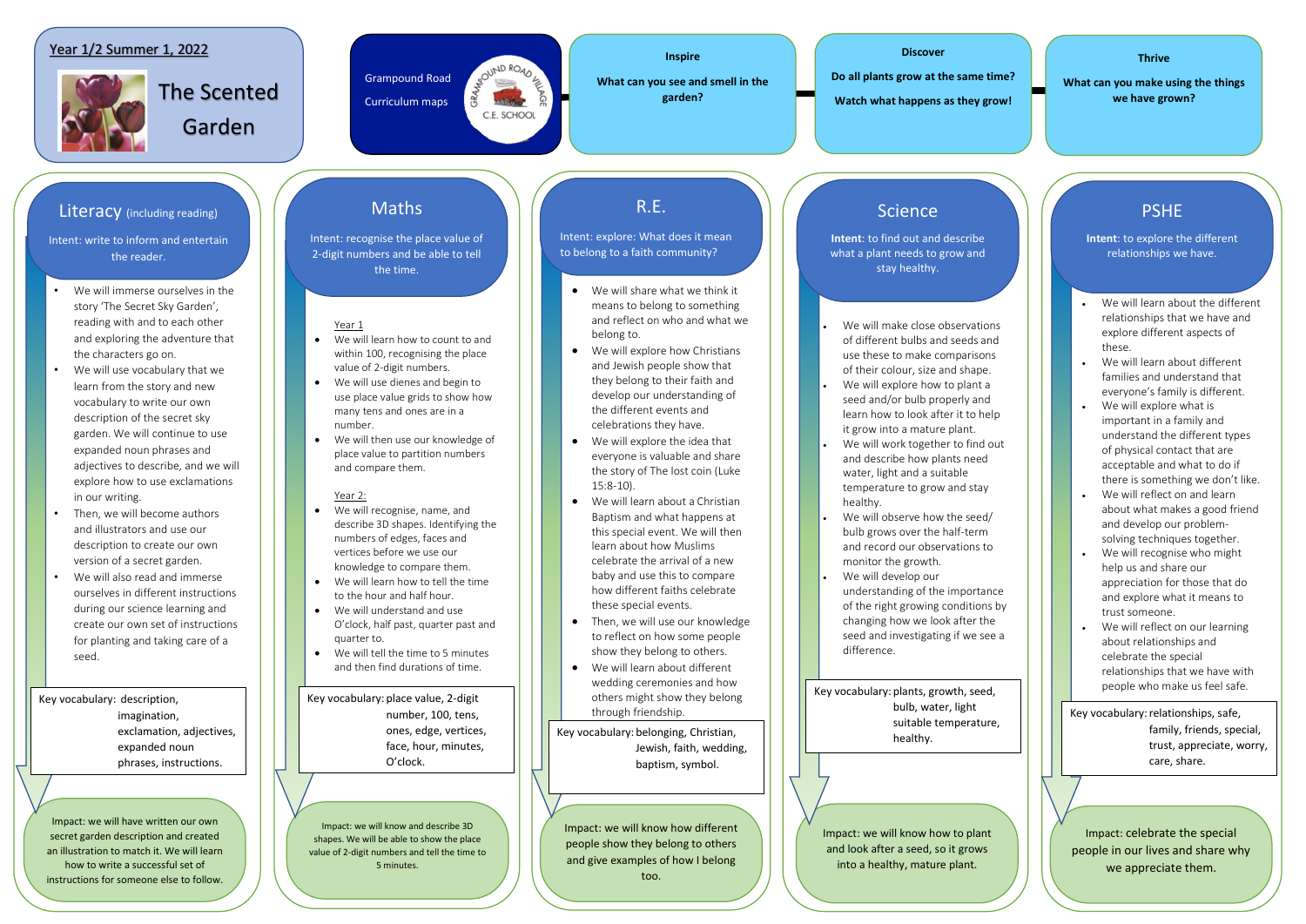# Year 1/2 Summer 1, 2022

## The Scented Garden

Grampound Road Curriculum maps

**Inspire**

What can you see and smell in the garden?

**Discover**

Do all plants grow at the same time?

Watch what happens as they grow!

**Thrive**

What can you make using the things we have grown?

## Literacy (including reading)

Intent: write to inform and entertain the reader.

- We will immerse ourselves in the story 'The Secret Sky Garden', reading with and to each other and exploring the adventure that the characters go on.
- We will use vocabulary that we learn from the story and new vocabulary to write our own description of the secret sky garden. We will continue to use expanded noun phrases and adjectives to describe, and we will explore how to use exclamations in our writing.
- Then, we will become authors and illustrators and use our description to create our own version of a secret garden.
- We will also read and immerse ourselves in different instructions during our science learning and create our own set of instructions for planting and taking care of a seed.

Key vocabulary: description, imagination, exclamation, adjectives, expanded noun phrases, instructions.

Impact: we will have written our own secret garden description and created an illustration to match it. We will learn how to write a successful set of instructions for someone else to follow.

## Maths

Intent: recognise the place value of 2-digit numbers and be able to tell the time.

Year 1

- We will learn how to count to and within 100, recognising the place value of 2-digit numbers.
- We will use dienes and begin to use place value grids to show how many tens and ones are in a number.
- We will then use our knowledge of place value to partition numbers and compare them.

Year 2:

- We will recognise, name, and describe 3D shapes. Identifying the numbers of edges, faces and vertices before we use our knowledge to compare them.
- We will learn how to tell the time to the hour and half hour.
- We will understand and use O'clock, half past, quarter past and quarter to.
- We will tell the time to 5 minutes and then find durations of time.

Key vocabulary: place value, 2-digit number, 100, tens, ones, edge, vertices, face, hour, minutes, O'clock.

Impact: we will know and describe 3D shapes. We will be able to show the place value of 2-digit numbers and tell the time to 5 minutes.

## R.E.

Intent: explore: What does it mean to belong to a faith community?

- We will share what we think it means to belong to something and reflect on who and what we belong to.
- We will explore how Christians and Jewish people show that they belong to their faith and develop our understanding of the different events and celebrations they have.
- We will explore the idea that everyone is valuable and share the story of The lost coin (Luke 15:8-10).
- We will learn about a Christian Baptism and what happens at this special event. We will then learn about how Muslims celebrate the arrival of a new baby and use this to compare how different faiths celebrate these special events.
- Then, we will use our knowledge to reflect on how some people show they belong to others.
- We will learn about different wedding ceremonies and how others might show they belong through friendship.

Key vocabulary: belonging, Christian, Jewish, faith, wedding, baptism, symbol.

Impact: we will know how different people show they belong to others and give examples of how I belong too.

## Science

**Intent**: to find out and describe what a plant needs to grow and stay healthy.

- We will make close observations of different bulbs and seeds and use these to make comparisons of their colour, size and shape.
- We will explore how to plant a seed and/or bulb properly and learn how to look after it to help it grow into a mature plant.
- We will work together to find out and describe how plants need water, light and a suitable temperature to grow and stay healthy.
- We will observe how the seed/ bulb grows over the half-term and record our observations to monitor the growth.
- We will develop our understanding of the importance of the right growing conditions by changing how we look after the seed and investigating if we see a difference.

Key vocabulary: plants, growth, seed, bulb, water, light suitable temperature, healthy.

Impact: we will know how to plant and look after a seed, so it grows into a healthy, mature plant.

## PSHE

**Intent**: to explore the different relationships we have.

- We will learn about the different relationships that we have and explore different aspects of these.
- We will learn about different families and understand that everyone's family is different.
- We will explore what is important in a family and understand the different types of physical contact that are acceptable and what to do if there is something we don't like.
- We will reflect on and learn about what makes a good friend and develop our problem-solving techniques together.
- We will recognise who might help us and share our appreciation for those that do and explore what it means to trust someone.
- We will reflect on our learning about relationships and celebrate the special relationships that we have with people who make us feel safe.

Key vocabulary: relationships, safe, family, friends, special, trust, appreciate, worry, care, share.

Impact: celebrate the special people in our lives and share why we appreciate them.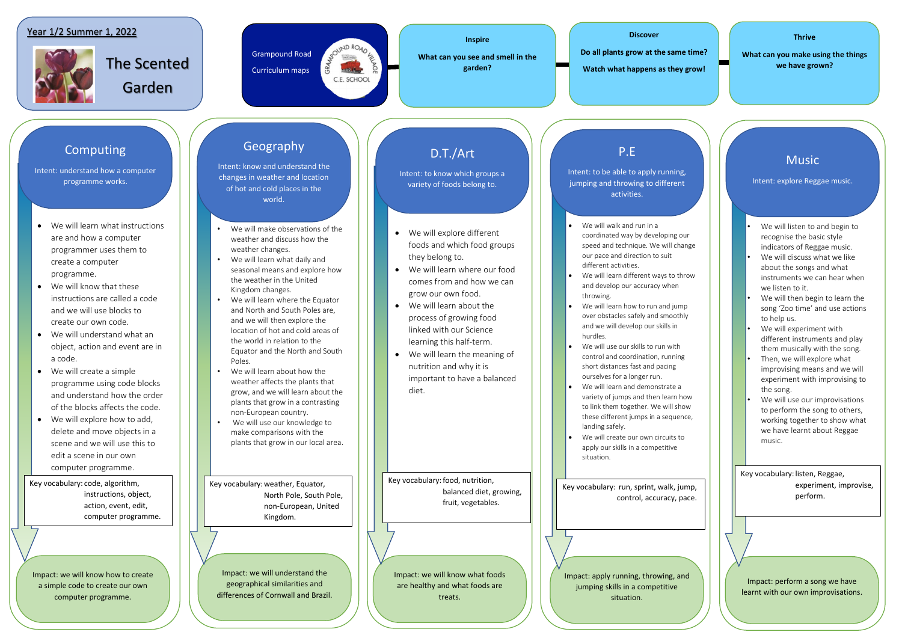# Year 1/2 Summer 1, 2022

## The Scented Garden

Grampound Road Curriculum maps

GRAMPOUND ROAD VILLAGE C.E. SCHOOL

**Inspire**

**What can you see and smell in the garden?**

**Discover**

**Do all plants grow at the same time?**

**Watch what happens as they grow!**

**Thrive**

**What can you make using the things we have grown?**

## Computing

Intent: understand how a computer programme works.

- We will learn what instructions are and how a computer programmer uses them to create a computer programme.
- We will know that these instructions are called a code and we will use blocks to create our own code.
- We will understand what an object, action and event are in a code.
- We will create a simple programme using code blocks and understand how the order of the blocks affects the code.
- We will explore how to add, delete and move objects in a scene and we will use this to edit a scene in our own computer programme.

Key vocabulary: code, algorithm, instructions, object, action, event, edit, computer programme.

Impact: we will know how to create a simple code to create our own computer programme.

## Geography

Intent: know and understand the changes in weather and location of hot and cold places in the world.

- We will make observations of the weather and discuss how the weather changes.
- We will learn what daily and seasonal means and explore how the weather in the United Kingdom changes.
- We will learn where the Equator and North and South Poles are, and we will then explore the location of hot and cold areas of the world in relation to the Equator and the North and South Poles.
- We will learn about how the weather affects the plants that grow, and we will learn about the plants that grow in a contrasting non-European country.
- We will use our knowledge to make comparisons with the plants that grow in our local area.

Key vocabulary: weather, Equator, North Pole, South Pole, non-European, United Kingdom.

Impact: we will understand the geographical similarities and differences of Cornwall and Brazil.

## D.T./Art

Intent: to know which groups a variety of foods belong to.

- We will explore different foods and which food groups they belong to.
- We will learn where our food comes from and how we can grow our own food.
- We will learn about the process of growing food linked with our Science learning this half-term.
- We will learn the meaning of nutrition and why it is important to have a balanced diet.

Key vocabulary: food, nutrition, balanced diet, growing, fruit, vegetables.

Impact: we will know what foods are healthy and what foods are treats.

## P.E

Intent: to be able to apply running, jumping and throwing to different activities.

- We will walk and run in a coordinated way by developing our speed and technique. We will change our pace and direction to suit different activities.
- We will learn different ways to throw and develop our accuracy when throwing.
- We will learn how to run and jump over obstacles safely and smoothly and we will develop our skills in hurdles.
- We will use our skills to run with control and coordination, running short distances fast and pacing ourselves for a longer run.
- We will learn and demonstrate a variety of jumps and then learn how to link them together. We will show these different jumps in a sequence, landing safely.
- We will create our own circuits to apply our skills in a competitive situation.

Key vocabulary: run, sprint, walk, jump, control, accuracy, pace.

Impact: apply running, throwing, and jumping skills in a competitive situation.

## Music

Intent: explore Reggae music.

- We will listen to and begin to recognise the basic style indicators of Reggae music.
- We will discuss what we like about the songs and what instruments we can hear when we listen to it.
- We will then begin to learn the song 'Zoo time' and use actions to help us.
- We will experiment with different instruments and play them musically with the song.
- Then, we will explore what improvising means and we will experiment with improvising to the song.
- We will use our improvisations to perform the song to others, working together to show what we have learnt about Reggae music.

Key vocabulary: listen, Reggae, experiment, improvise, perform.

Impact: perform a song we have learnt with our own improvisations.